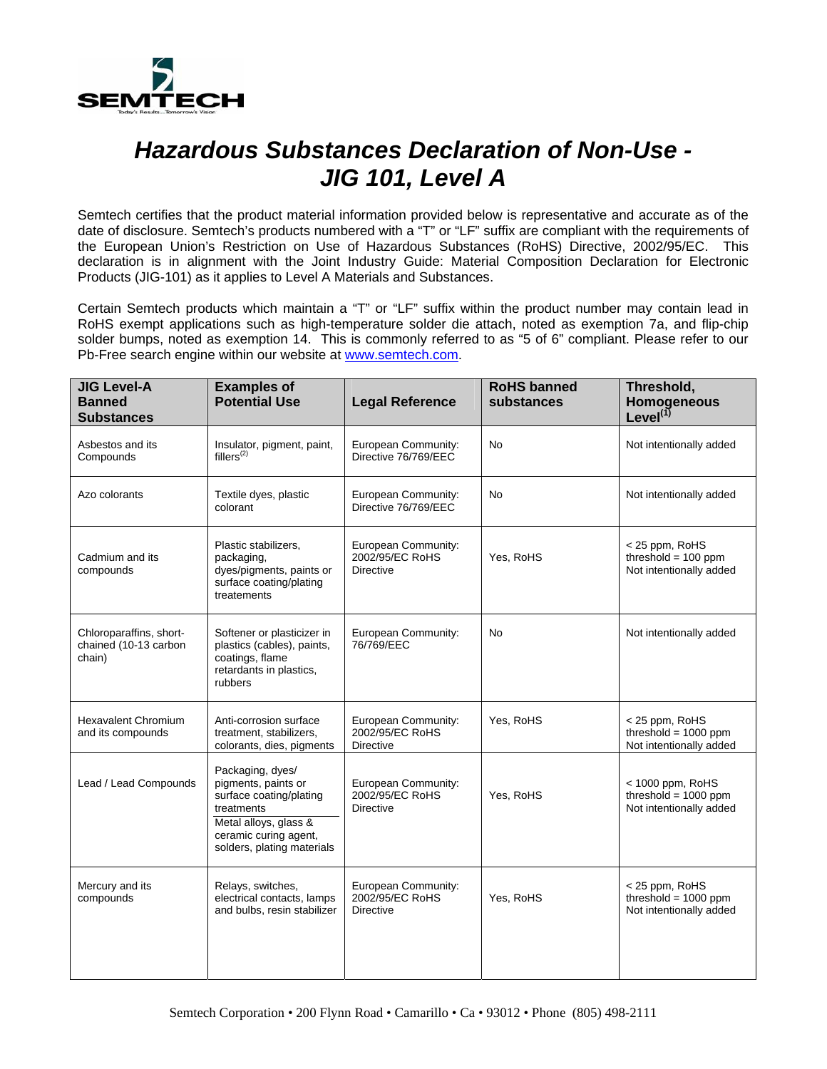# *Hazardous Substances Declaration of Non-Use - JIG 101, Level A*

Semtech certifies that the product material information provided below is representative and accurate as of the date of disclosure. Semtech's products numbered with a "T" or "LF" suffix are compliant with the requirements of the European Union's Restriction on Use of Hazardous Substances (RoHS) Directive, 2002/95/EC. This declaration is in alignment with the Joint Industry Guide: Material Composition Declaration for Electronic Products (JIG-101) as it applies to Level A Materials and Substances.

Certain Semtech products which maintain a "T" or "LF" suffix within the product number may contain lead in RoHS exempt applications such as high-temperature solder die attach, noted as exemption 7a, and flip-chip solder bumps, noted as exemption 14. This is commonly referred to as "5 of 6" compliant. Please refer to our Pb-Free search engine within our website at www.semtech.com.

| JIG Level-A Banned Substances | Examples of Potential Use | Legal Reference | RoHS banned substances | Threshold, Homogeneous Level[1] |
|---|---|---|---|---|
| Asbestos and its Compounds | Insulator, pigment, paint, fillers[2] | European Community: Directive 76/769/EEC | No | Not intentionally added |
| Azo colorants | Textile dyes, plastic colorant | European Community: Directive 76/769/EEC | No | Not intentionally added |
| Cadmium and its compounds | Plastic stabilizers, packaging, dyes/pigments, paints or surface coating/plating treatements | European Community: 2002/95/EC RoHS Directive | Yes, RoHS | < 25 ppm, RoHS threshold = 100 ppm Not intentionally added |
| Chloroparaffins, short-chained (10-13 carbon chain) | Softener or plasticizer in plastics (cables), paints, coatings, flame retardants in plastics, rubbers | European Community: 76/769/EEC | No | Not intentionally added |
| Hexavalent Chromium and its compounds | Anti-corrosion surface treatment, stabilizers, colorants, dies, pigments | European Community: 2002/95/EC RoHS Directive | Yes, RoHS | < 25 ppm, RoHS threshold = 1000 ppm Not intentionally added |
| Lead / Lead Compounds | Packaging, dyes/ pigments, paints or surface coating/plating treatments<br>Metal alloys, glass & ceramic curing agent, solders, plating materials | European Community: 2002/95/EC RoHS Directive | Yes, RoHS | < 1000 ppm, RoHS threshold = 1000 ppm Not intentionally added |
| Mercury and its compounds | Relays, switches, electrical contacts, lamps and bulbs, resin stabilizer | European Community: 2002/95/EC RoHS Directive | Yes, RoHS | < 25 ppm, RoHS threshold = 1000 ppm Not intentionally added |

Semtech Corporation • 200 Flynn Road • Camarillo • Ca • 93012 • Phone (805) 498-2111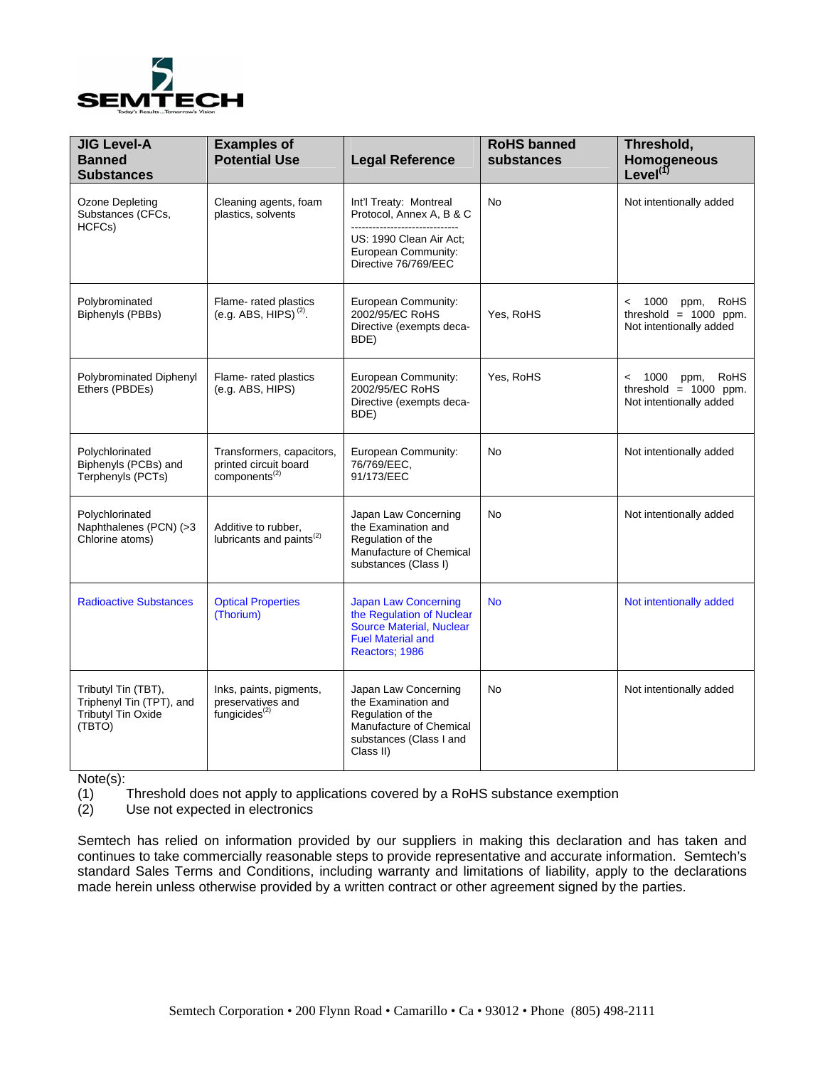| JIG Level-A Banned Substances | Examples of Potential Use | Legal Reference | RoHS banned substances | Threshold, Homogeneous Level[1] |
|---|---|---|---|---|
| Ozone Depleting Substances (CFCs, HCFCs) | Cleaning agents, foam plastics, solvents | Int'l Treaty: Montreal Protocol, Annex A, B & C ------------------------------ US: 1990 Clean Air Act; European Community: Directive 76/769/EEC | No | Not intentionally added |
| Polybrominated Biphenyls (PBBs) | Flame- rated plastics (e.g. ABS, HIPS) [2]. | European Community: 2002/95/EC RoHS Directive (exempts deca-BDE) | Yes, RoHS | < 1000 ppm, RoHS threshold = 1000 ppm. Not intentionally added |
| Polybrominated Diphenyl Ethers (PBDEs) | Flame- rated plastics (e.g. ABS, HIPS) | European Community: 2002/95/EC RoHS Directive (exempts deca-BDE) | Yes, RoHS | < 1000 ppm, RoHS threshold = 1000 ppm. Not intentionally added |
| Polychlorinated Biphenyls (PCBs) and Terphenyls (PCTs) | Transformers, capacitors, printed circuit board components[2] | European Community: 76/769/EEC, 91/173/EEC | No | Not intentionally added |
| Polychlorinated Naphthalenes (PCN) (>3 Chlorine atoms) | Additive to rubber, lubricants and paints[2] | Japan Law Concerning the Examination and Regulation of the Manufacture of Chemical substances (Class I) | No | Not intentionally added |
| Radioactive Substances | Optical Properties (Thorium) | Japan Law Concerning the Regulation of Nuclear Source Material, Nuclear Fuel Material and Reactors; 1986 | No | Not intentionally added |
| Tributyl Tin (TBT), Triphenyl Tin (TPT), and Tributyl Tin Oxide (TBTO) | Inks, paints, pigments, preservatives and fungicides[2] | Japan Law Concerning the Examination and Regulation of the Manufacture of Chemical substances (Class I and Class II) | No | Not intentionally added |

Note(s):

(1) Threshold does not apply to applications covered by a RoHS substance exemption

(2) Use not expected in electronics

Semtech has relied on information provided by our suppliers in making this declaration and has taken and continues to take commercially reasonable steps to provide representative and accurate information. Semtech's standard Sales Terms and Conditions, including warranty and limitations of liability, apply to the declarations made herein unless otherwise provided by a written contract or other agreement signed by the parties.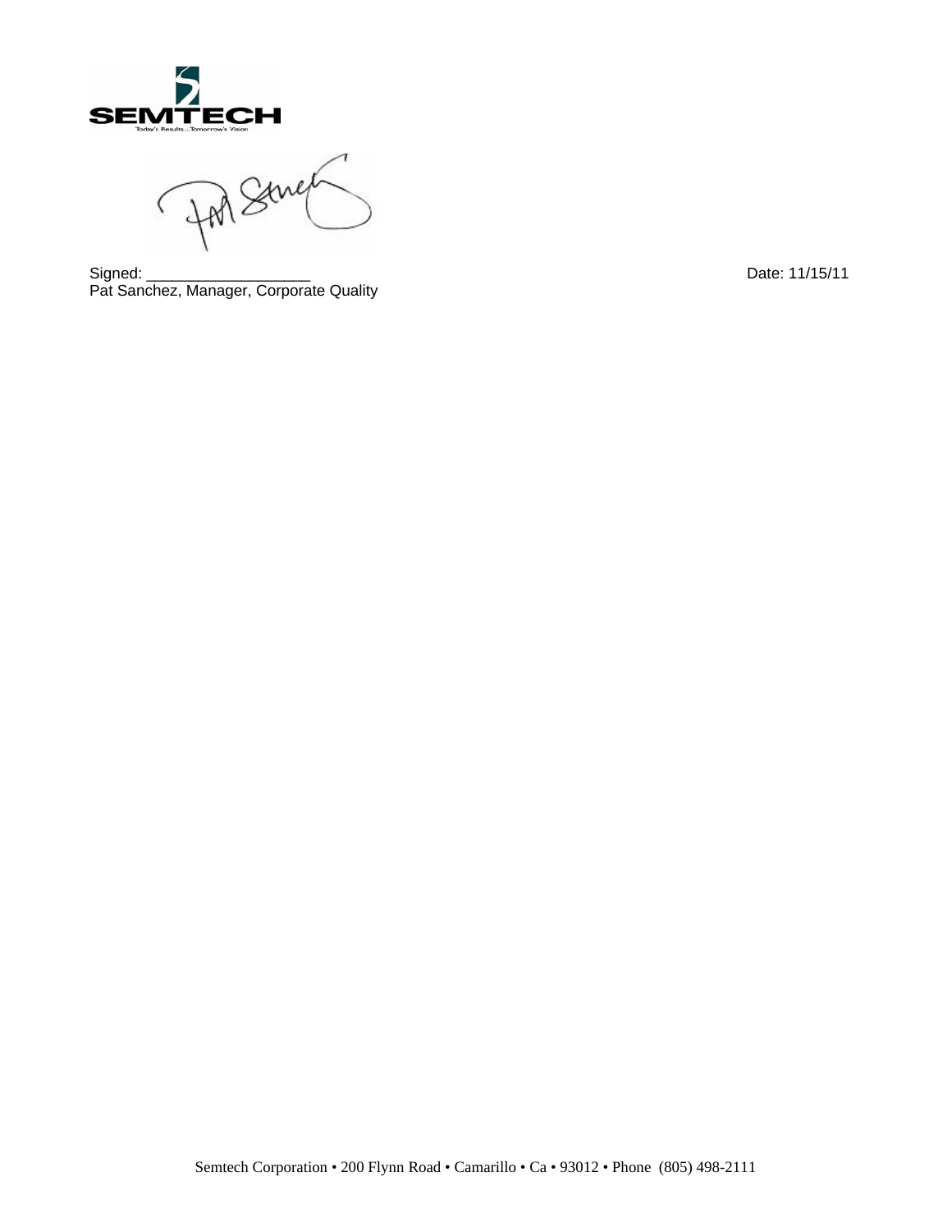Signed: ____________________ Date: 11/15/11

Pat Sanchez, Manager, Corporate Quality

Semtech Corporation • 200 Flynn Road • Camarillo • Ca • 93012 • Phone (805) 498-2111